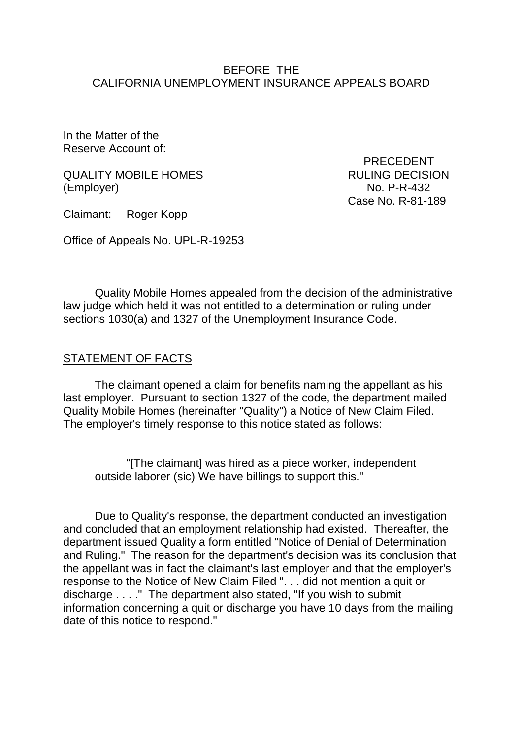BEFORE THE
CALIFORNIA UNEMPLOYMENT INSURANCE APPEALS BOARD

In the Matter of the
Reserve Account of:

QUALITY MOBILE HOMES
(Employer)

PRECEDENT
RULING DECISION
No. P-R-432
Case No. R-81-189

Claimant: Roger Kopp

Office of Appeals No. UPL-R-19253

Quality Mobile Homes appealed from the decision of the administrative law judge which held it was not entitled to a determination or ruling under sections 1030(a) and 1327 of the Unemployment Insurance Code.

## STATEMENT OF FACTS

The claimant opened a claim for benefits naming the appellant as his last employer. Pursuant to section 1327 of the code, the department mailed Quality Mobile Homes (hereinafter "Quality") a Notice of New Claim Filed. The employer's timely response to this notice stated as follows:

> "[The claimant] was hired as a piece worker, independent outside laborer (sic) We have billings to support this."

Due to Quality's response, the department conducted an investigation and concluded that an employment relationship had existed. Thereafter, the department issued Quality a form entitled "Notice of Denial of Determination and Ruling." The reason for the department's decision was its conclusion that the appellant was in fact the claimant's last employer and that the employer's response to the Notice of New Claim Filed ". . . did not mention a quit or discharge . . . ." The department also stated, "If you wish to submit information concerning a quit or discharge you have 10 days from the mailing date of this notice to respond."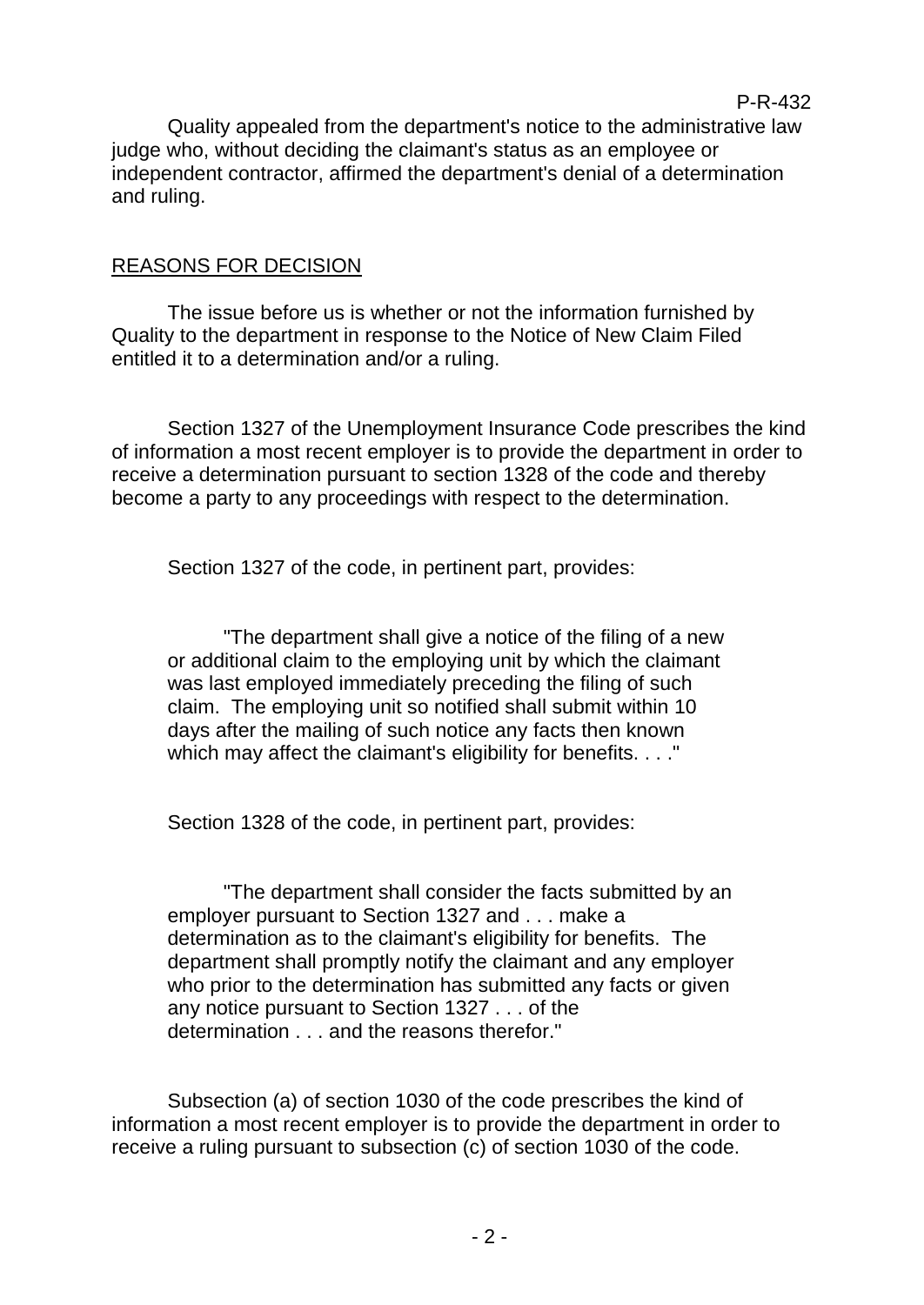Quality appealed from the department's notice to the administrative law judge who, without deciding the claimant's status as an employee or independent contractor, affirmed the department's denial of a determination and ruling.

## REASONS FOR DECISION

The issue before us is whether or not the information furnished by Quality to the department in response to the Notice of New Claim Filed entitled it to a determination and/or a ruling.

Section 1327 of the Unemployment Insurance Code prescribes the kind of information a most recent employer is to provide the department in order to receive a determination pursuant to section 1328 of the code and thereby become a party to any proceedings with respect to the determination.

Section 1327 of the code, in pertinent part, provides:

> "The department shall give a notice of the filing of a new or additional claim to the employing unit by which the claimant was last employed immediately preceding the filing of such claim. The employing unit so notified shall submit within 10 days after the mailing of such notice any facts then known which may affect the claimant's eligibility for benefits. . . ."

Section 1328 of the code, in pertinent part, provides:

> "The department shall consider the facts submitted by an employer pursuant to Section 1327 and . . . make a determination as to the claimant's eligibility for benefits. The department shall promptly notify the claimant and any employer who prior to the determination has submitted any facts or given any notice pursuant to Section 1327 . . . of the determination . . . and the reasons therefor."

Subsection (a) of section 1030 of the code prescribes the kind of information a most recent employer is to provide the department in order to receive a ruling pursuant to subsection (c) of section 1030 of the code.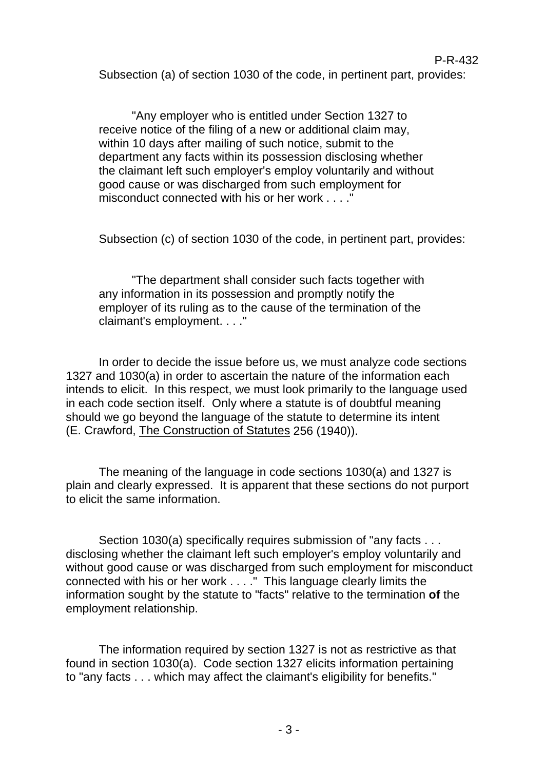Subsection (a) of section 1030 of the code, in pertinent part, provides:

> "Any employer who is entitled under Section 1327 to receive notice of the filing of a new or additional claim may, within 10 days after mailing of such notice, submit to the department any facts within its possession disclosing whether the claimant left such employer's employ voluntarily and without good cause or was discharged from such employment for misconduct connected with his or her work . . . ."

Subsection (c) of section 1030 of the code, in pertinent part, provides:

> "The department shall consider such facts together with any information in its possession and promptly notify the employer of its ruling as to the cause of the termination of the claimant's employment. . . ."

In order to decide the issue before us, we must analyze code sections 1327 and 1030(a) in order to ascertain the nature of the information each intends to elicit. In this respect, we must look primarily to the language used in each code section itself. Only where a statute is of doubtful meaning should we go beyond the language of the statute to determine its intent (E. Crawford, The Construction of Statutes 256 (1940)).

The meaning of the language in code sections 1030(a) and 1327 is plain and clearly expressed. It is apparent that these sections do not purport to elicit the same information.

Section 1030(a) specifically requires submission of "any facts . . . disclosing whether the claimant left such employer's employ voluntarily and without good cause or was discharged from such employment for misconduct connected with his or her work . . . ." This language clearly limits the information sought by the statute to "facts" relative to the termination **of** the employment relationship.

The information required by section 1327 is not as restrictive as that found in section 1030(a). Code section 1327 elicits information pertaining to "any facts . . . which may affect the claimant's eligibility for benefits."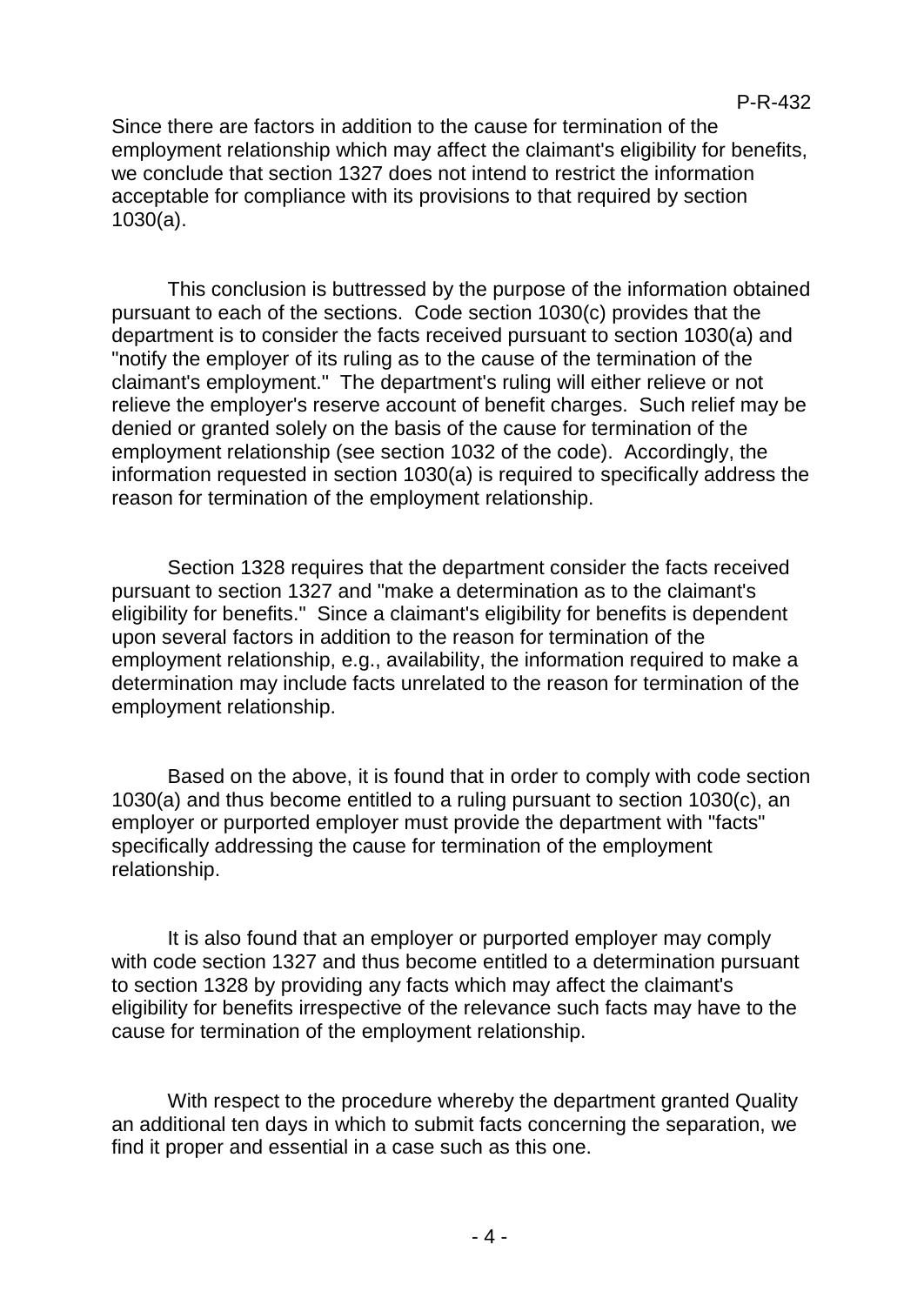Since there are factors in addition to the cause for termination of the employment relationship which may affect the claimant's eligibility for benefits, we conclude that section 1327 does not intend to restrict the information acceptable for compliance with its provisions to that required by section 1030(a).

This conclusion is buttressed by the purpose of the information obtained pursuant to each of the sections. Code section 1030(c) provides that the department is to consider the facts received pursuant to section 1030(a) and "notify the employer of its ruling as to the cause of the termination of the claimant's employment." The department's ruling will either relieve or not relieve the employer's reserve account of benefit charges. Such relief may be denied or granted solely on the basis of the cause for termination of the employment relationship (see section 1032 of the code). Accordingly, the information requested in section 1030(a) is required to specifically address the reason for termination of the employment relationship.

Section 1328 requires that the department consider the facts received pursuant to section 1327 and "make a determination as to the claimant's eligibility for benefits." Since a claimant's eligibility for benefits is dependent upon several factors in addition to the reason for termination of the employment relationship, e.g., availability, the information required to make a determination may include facts unrelated to the reason for termination of the employment relationship.

Based on the above, it is found that in order to comply with code section 1030(a) and thus become entitled to a ruling pursuant to section 1030(c), an employer or purported employer must provide the department with "facts" specifically addressing the cause for termination of the employment relationship.

It is also found that an employer or purported employer may comply with code section 1327 and thus become entitled to a determination pursuant to section 1328 by providing any facts which may affect the claimant's eligibility for benefits irrespective of the relevance such facts may have to the cause for termination of the employment relationship.

With respect to the procedure whereby the department granted Quality an additional ten days in which to submit facts concerning the separation, we find it proper and essential in a case such as this one.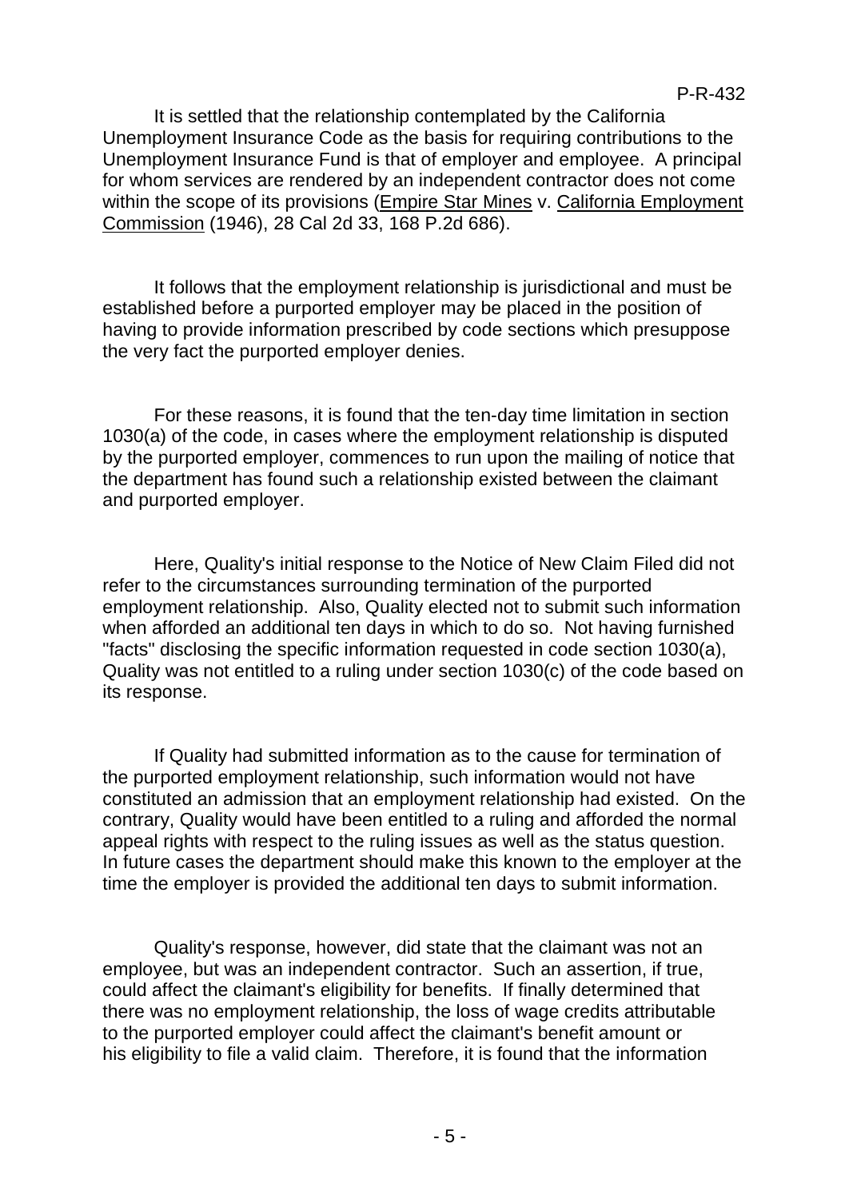It is settled that the relationship contemplated by the California Unemployment Insurance Code as the basis for requiring contributions to the Unemployment Insurance Fund is that of employer and employee. A principal for whom services are rendered by an independent contractor does not come within the scope of its provisions (Empire Star Mines v. California Employment Commission (1946), 28 Cal 2d 33, 168 P.2d 686).

It follows that the employment relationship is jurisdictional and must be established before a purported employer may be placed in the position of having to provide information prescribed by code sections which presuppose the very fact the purported employer denies.

For these reasons, it is found that the ten-day time limitation in section 1030(a) of the code, in cases where the employment relationship is disputed by the purported employer, commences to run upon the mailing of notice that the department has found such a relationship existed between the claimant and purported employer.

Here, Quality's initial response to the Notice of New Claim Filed did not refer to the circumstances surrounding termination of the purported employment relationship. Also, Quality elected not to submit such information when afforded an additional ten days in which to do so. Not having furnished "facts" disclosing the specific information requested in code section 1030(a), Quality was not entitled to a ruling under section 1030(c) of the code based on its response.

If Quality had submitted information as to the cause for termination of the purported employment relationship, such information would not have constituted an admission that an employment relationship had existed. On the contrary, Quality would have been entitled to a ruling and afforded the normal appeal rights with respect to the ruling issues as well as the status question. In future cases the department should make this known to the employer at the time the employer is provided the additional ten days to submit information.

Quality's response, however, did state that the claimant was not an employee, but was an independent contractor. Such an assertion, if true, could affect the claimant's eligibility for benefits. If finally determined that there was no employment relationship, the loss of wage credits attributable to the purported employer could affect the claimant's benefit amount or his eligibility to file a valid claim. Therefore, it is found that the information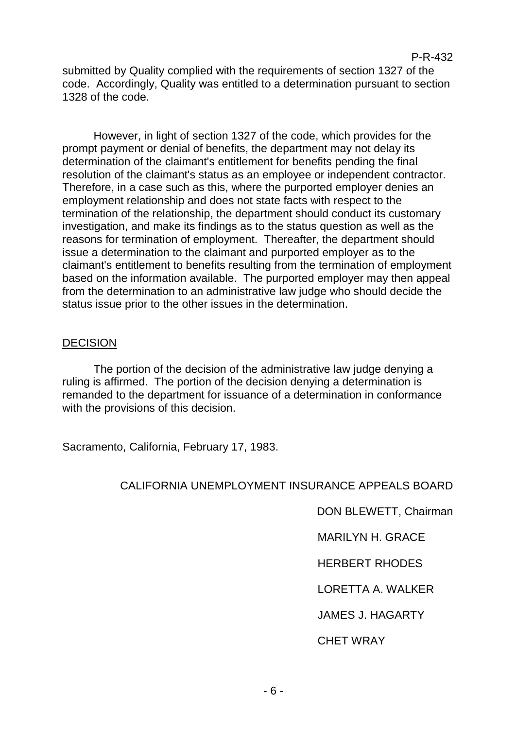submitted by Quality complied with the requirements of section 1327 of the code. Accordingly, Quality was entitled to a determination pursuant to section 1328 of the code.

However, in light of section 1327 of the code, which provides for the prompt payment or denial of benefits, the department may not delay its determination of the claimant's entitlement for benefits pending the final resolution of the claimant's status as an employee or independent contractor. Therefore, in a case such as this, where the purported employer denies an employment relationship and does not state facts with respect to the termination of the relationship, the department should conduct its customary investigation, and make its findings as to the status question as well as the reasons for termination of employment. Thereafter, the department should issue a determination to the claimant and purported employer as to the claimant's entitlement to benefits resulting from the termination of employment based on the information available. The purported employer may then appeal from the determination to an administrative law judge who should decide the status issue prior to the other issues in the determination.

## DECISION

The portion of the decision of the administrative law judge denying a ruling is affirmed. The portion of the decision denying a determination is remanded to the department for issuance of a determination in conformance with the provisions of this decision.

Sacramento, California, February 17, 1983.

CALIFORNIA UNEMPLOYMENT INSURANCE APPEALS BOARD

DON BLEWETT, Chairman

MARILYN H. GRACE

HERBERT RHODES

LORETTA A. WALKER

JAMES J. HAGARTY

CHET WRAY